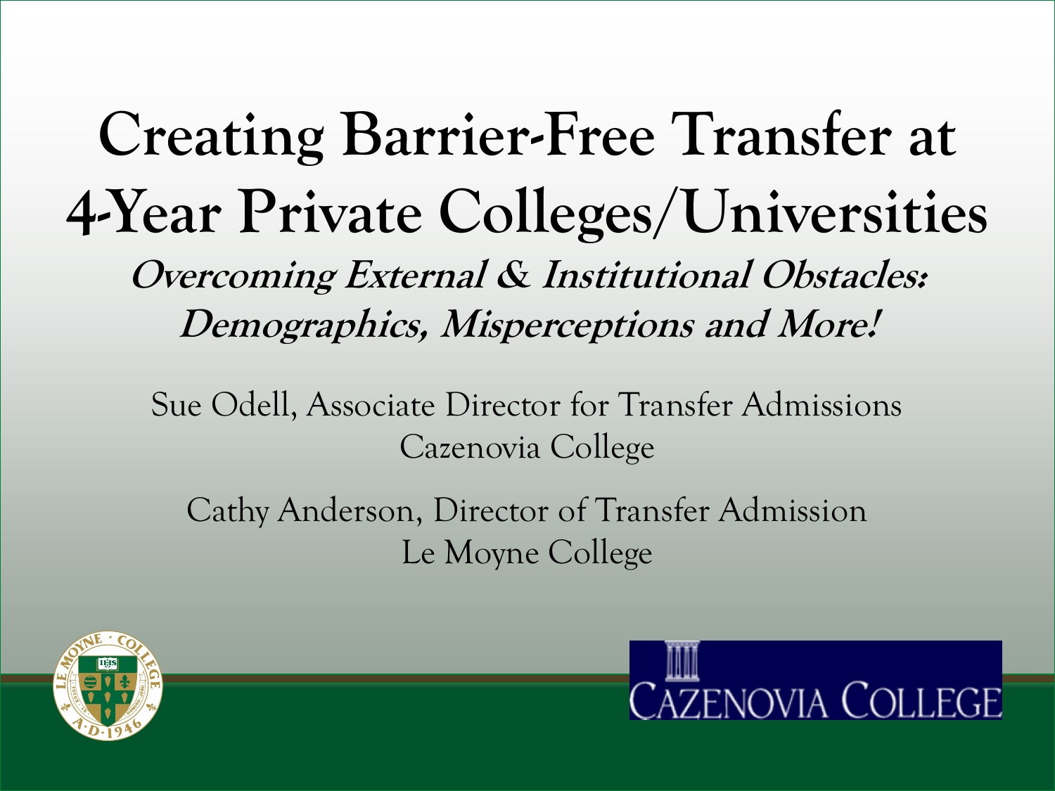# Creating Barrier-Free Transfer at 4-Year Private Colleges/Universities

## *Overcoming External & Institutional Obstacles: Demographics, Misperceptions and More!*

Sue Odell, Associate Director for Transfer Admissions
Cazenovia College

Cathy Anderson, Director of Transfer Admission
Le Moyne College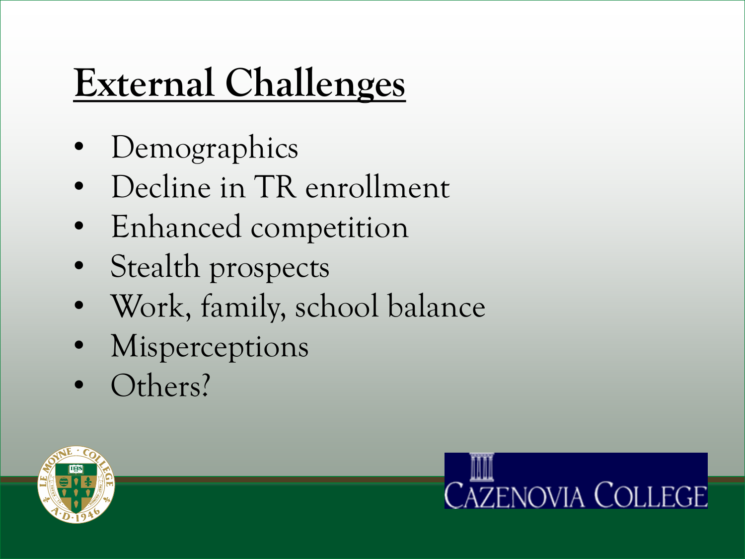# External Challenges

- Demographics
- Decline in TR enrollment
- Enhanced competition
- Stealth prospects
- Work, family, school balance
- Misperceptions
- Others?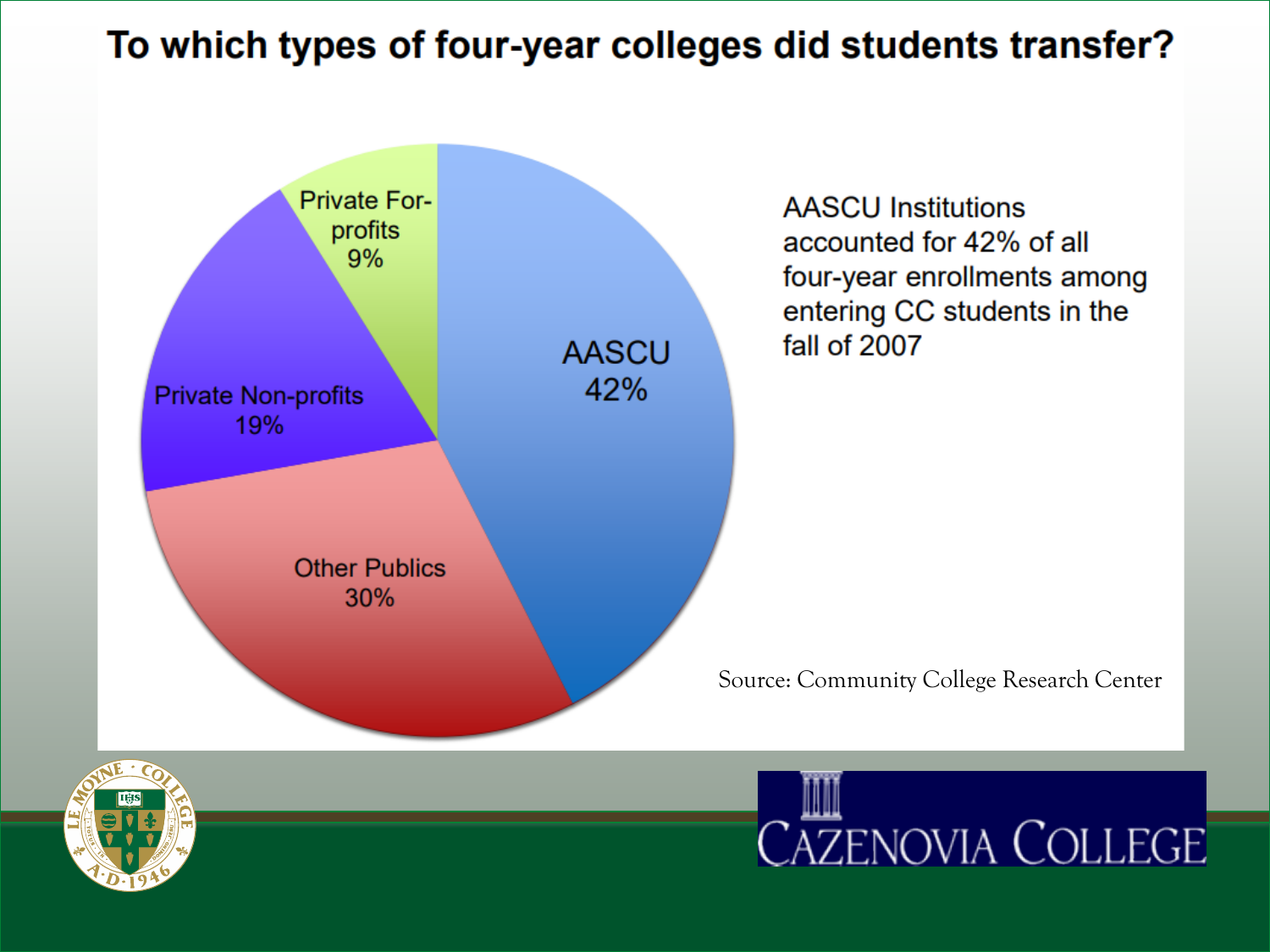# To which types of four-year colleges did students transfer?

| Type | Percentage |
| --- | --- |
| AASCU | 42% |
| Other Publics | 30% |
| Private Non-profits | 19% |
| Private For-profits | 9% |

AASCU Institutions accounted for 42% of all four-year enrollments among entering CC students in the fall of 2007

Source: Community College Research Center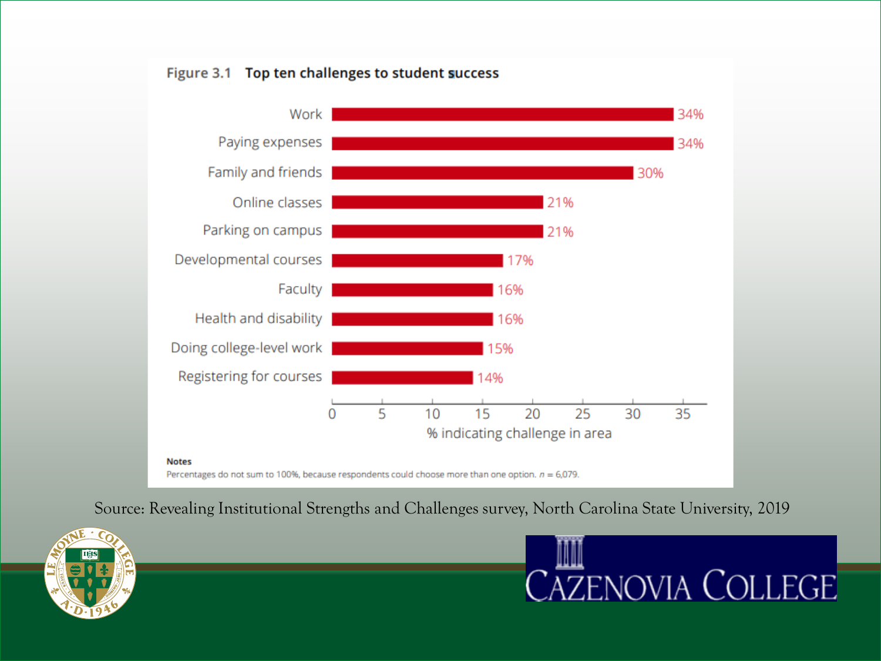**Figure 3.1 Top ten challenges to student success**

| Challenge | % indicating challenge in area |
| --- | --- |
| Work | 34% |
| Paying expenses | 34% |
| Family and friends | 30% |
| Online classes | 21% |
| Parking on campus | 21% |
| Developmental courses | 17% |
| Faculty | 16% |
| Health and disability | 16% |
| Doing college-level work | 15% |
| Registering for courses | 14% |

**Notes**

Percentages do not sum to 100%, because respondents could choose more than one option. $n$ = 6,079.

Source: Revealing Institutional Strengths and Challenges survey, North Carolina State University, 2019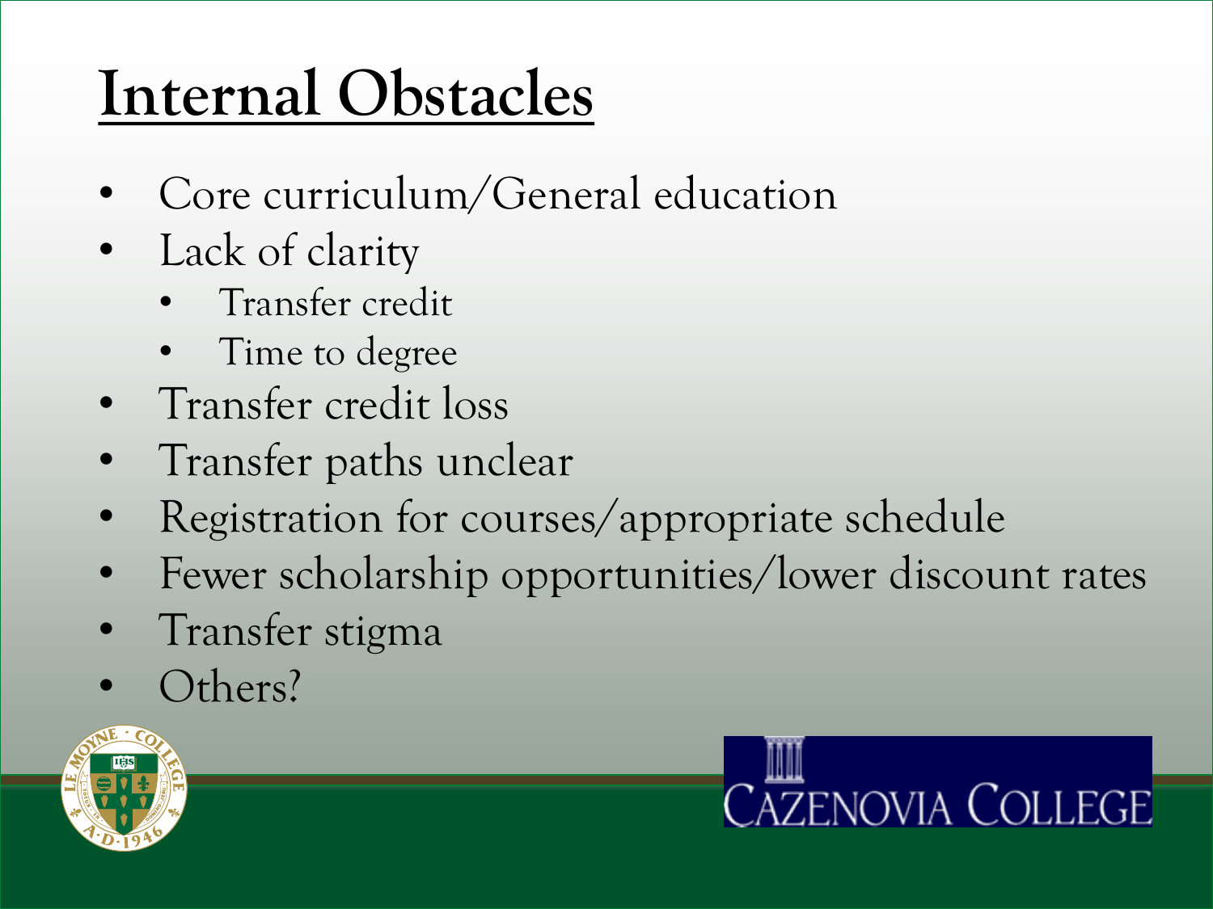# Internal Obstacles

- Core curriculum/General education
- Lack of clarity
  - Transfer credit
  - Time to degree
- Transfer credit loss
- Transfer paths unclear
- Registration for courses/appropriate schedule
- Fewer scholarship opportunities/lower discount rates
- Transfer stigma
- Others?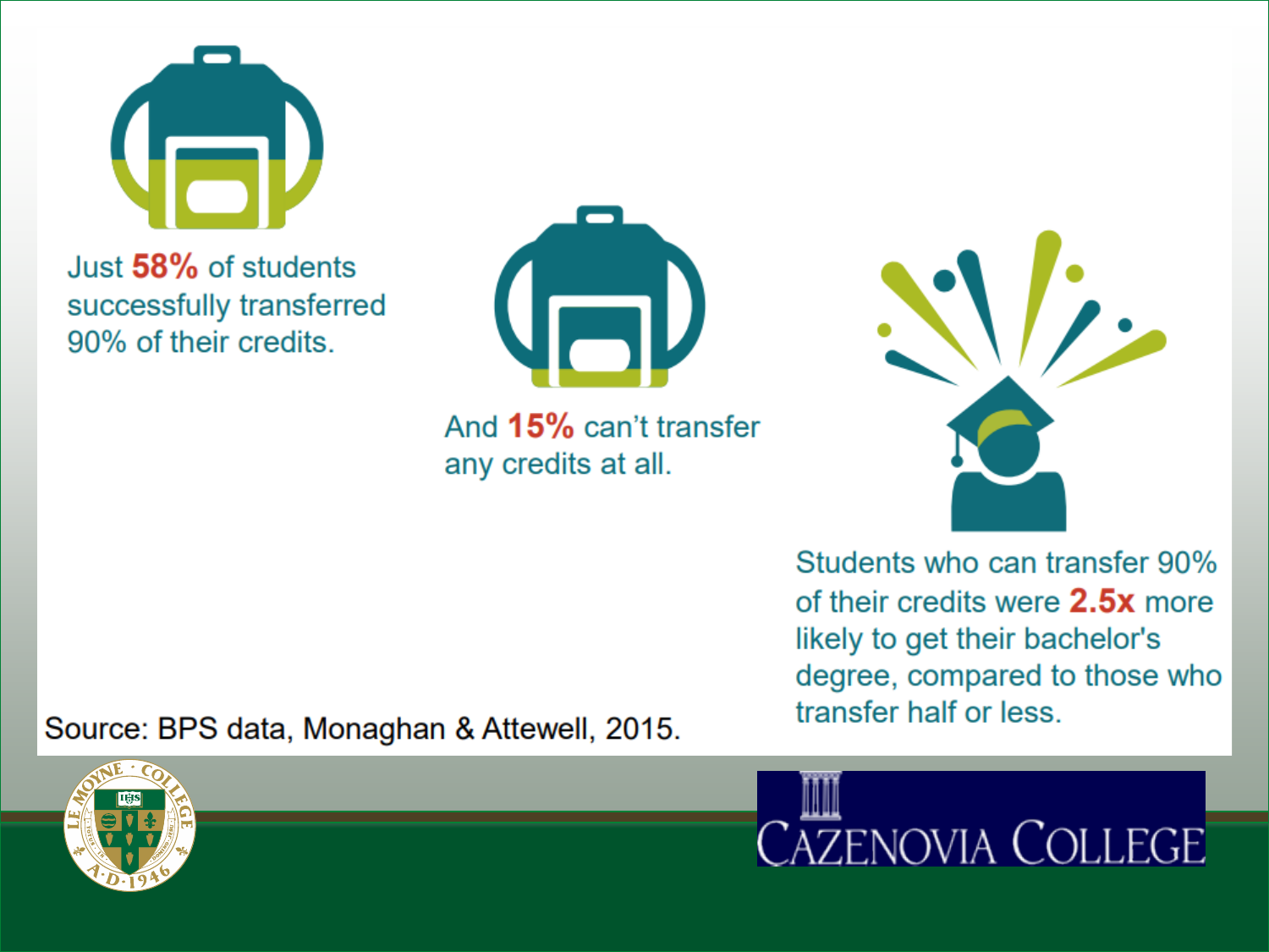Just **58%** of students successfully transferred 90% of their credits.

And **15%** can't transfer any credits at all.

Students who can transfer 90% of their credits were **2.5x** more likely to get their bachelor's degree, compared to those who transfer half or less.

Source: BPS data, Monaghan & Attewell, 2015.

LE MOYNE · COLLEGE · A·D·1946

CAZENOVIA COLLEGE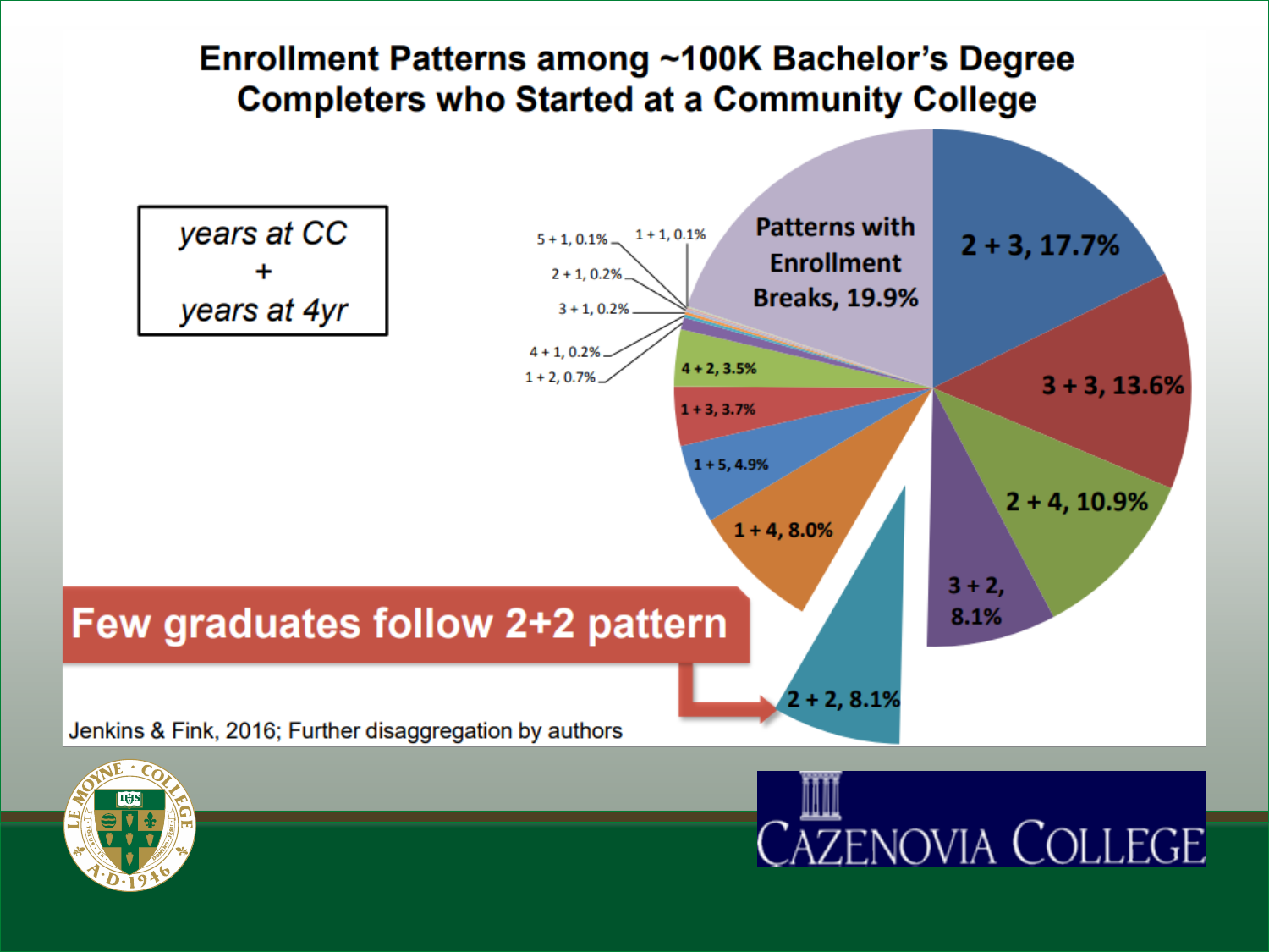# Enrollment Patterns among ~100K Bachelor's Degree Completers who Started at a Community College

*years at CC*
**+**
*years at 4yr*

| Pattern | Percentage |
| --- | --- |
| 2 + 3 | 17.7% |
| 3 + 3 | 13.6% |
| 2 + 4 | 10.9% |
| 3 + 2 | 8.1% |
| 2 + 2 | 8.1% |
| 1 + 4 | 8.0% |
| 1 + 5 | 4.9% |
| 1 + 3 | 3.7% |
| 4 + 2 | 3.5% |
| 1 + 2 | 0.7% |
| 4 + 1 | 0.2% |
| 3 + 1 | 0.2% |
| 2 + 1 | 0.2% |
| 5 + 1 | 0.1% |
| 1 + 1 | 0.1% |
| Patterns with Enrollment Breaks | 19.9% |

**Few graduates follow 2+2 pattern**

Jenkins & Fink, 2016; Further disaggregation by authors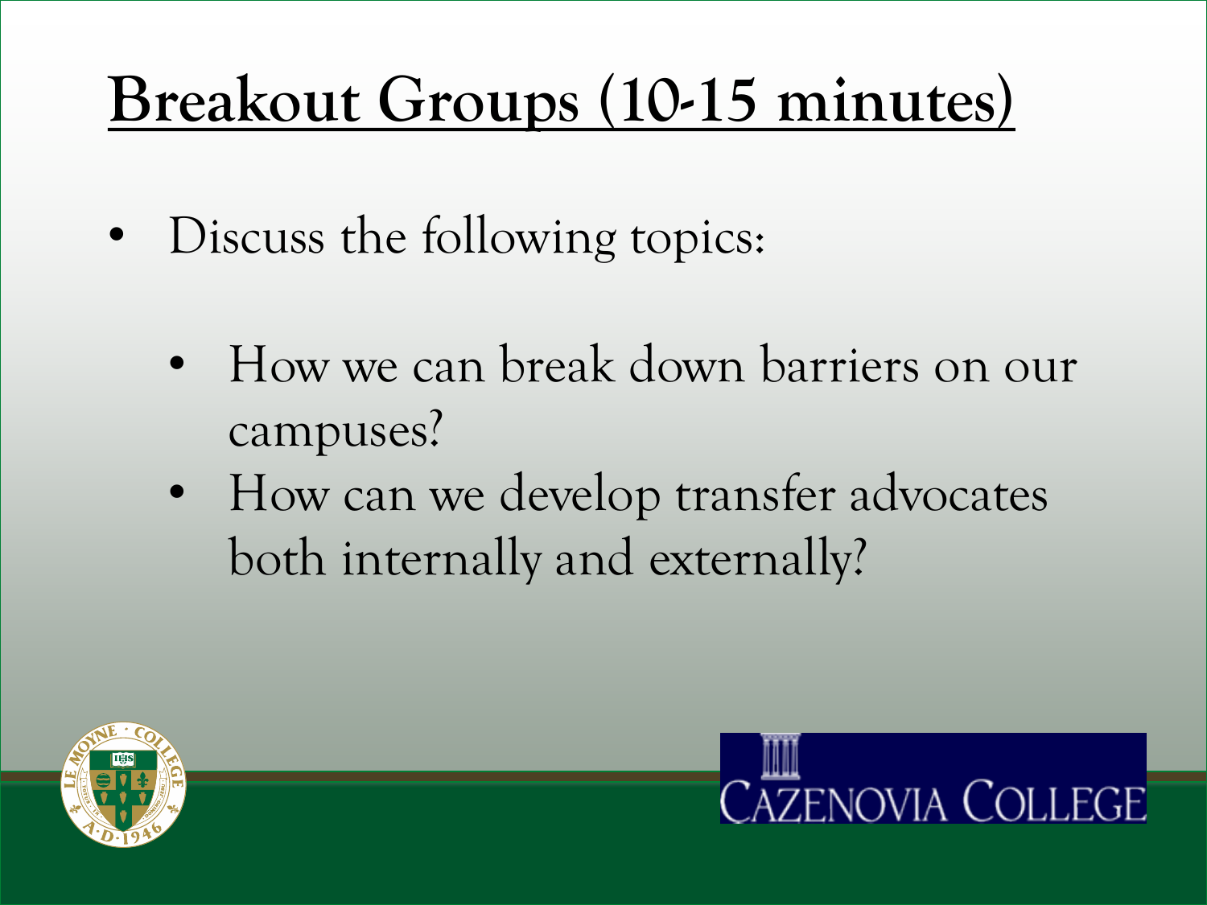# Breakout Groups (10-15 minutes)

- Discuss the following topics:
  - How we can break down barriers on our campuses?
  - How can we develop transfer advocates both internally and externally?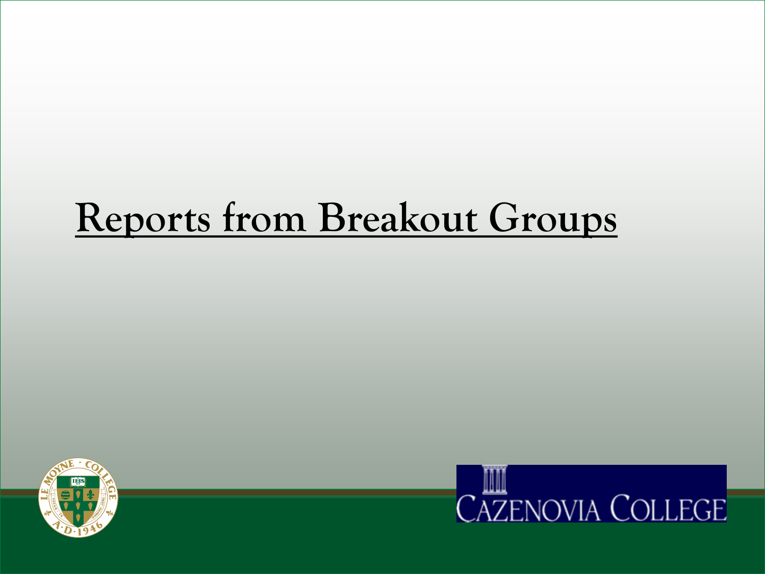# Reports from Breakout Groups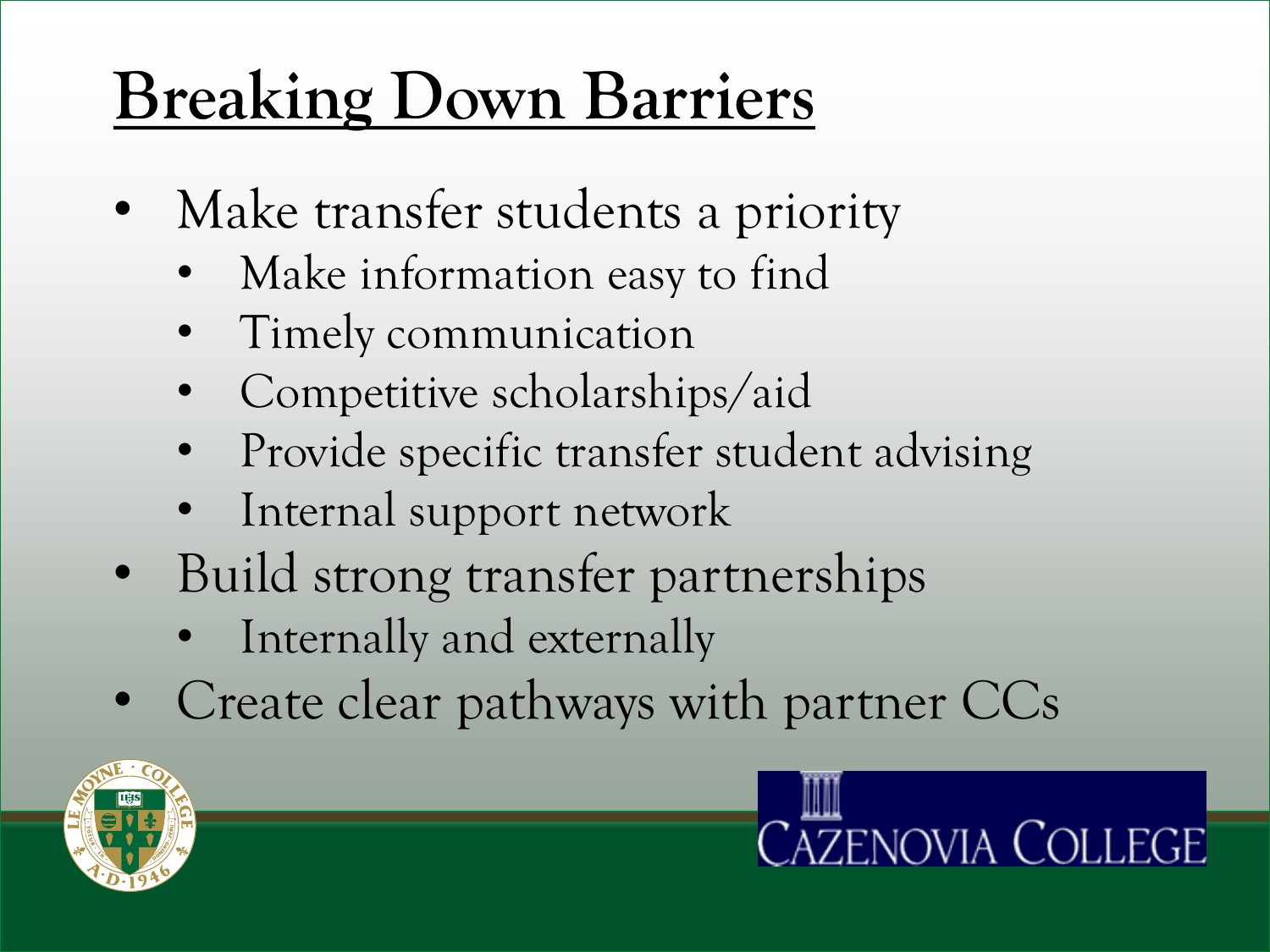# Breaking Down Barriers

- Make transfer students a priority
  - Make information easy to find
  - Timely communication
  - Competitive scholarships/aid
  - Provide specific transfer student advising
  - Internal support network
- Build strong transfer partnerships
  - Internally and externally
- Create clear pathways with partner CCs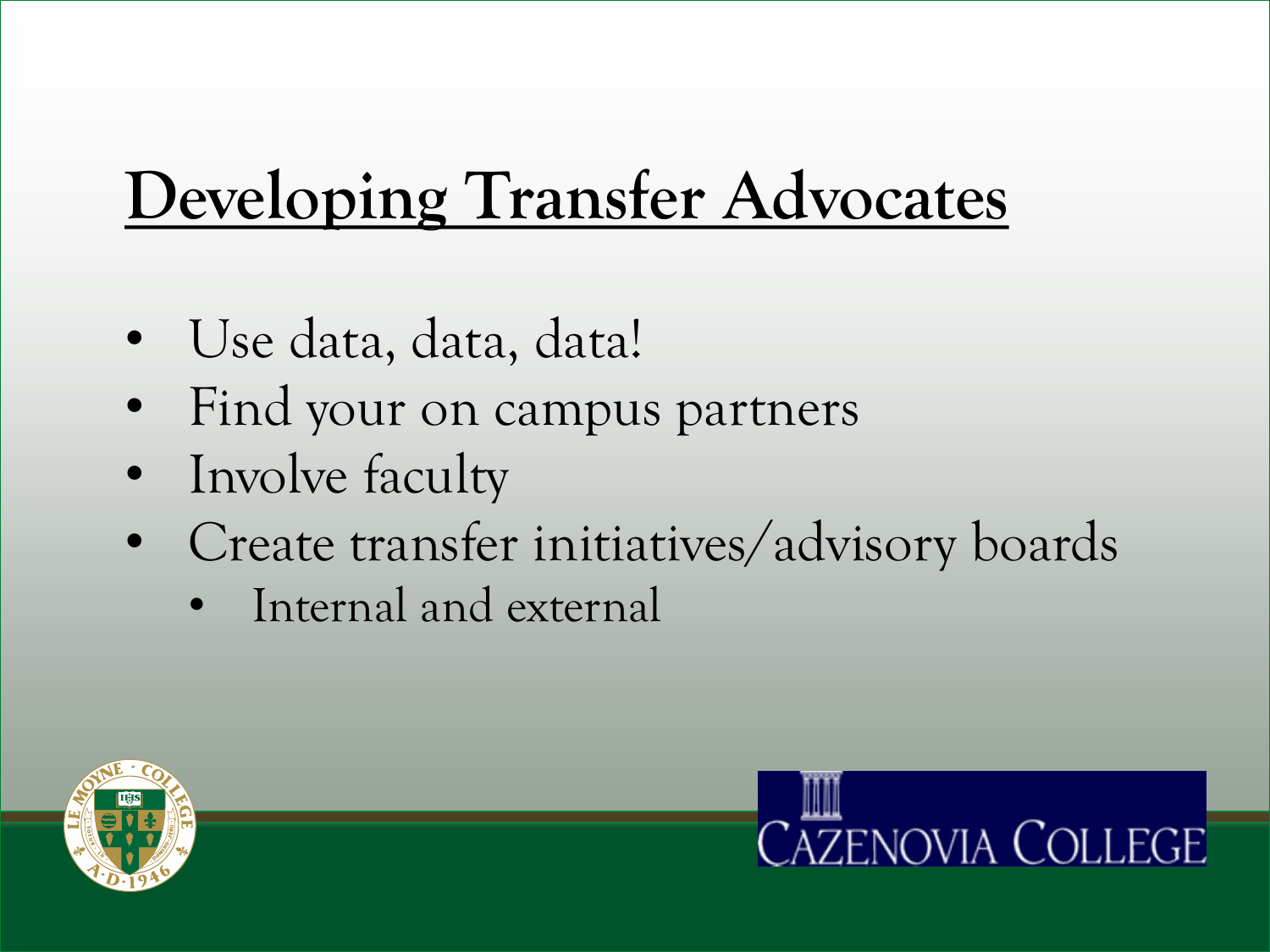# Developing Transfer Advocates

- Use data, data, data!
- Find your on campus partners
- Involve faculty
- Create transfer initiatives/advisory boards
  - Internal and external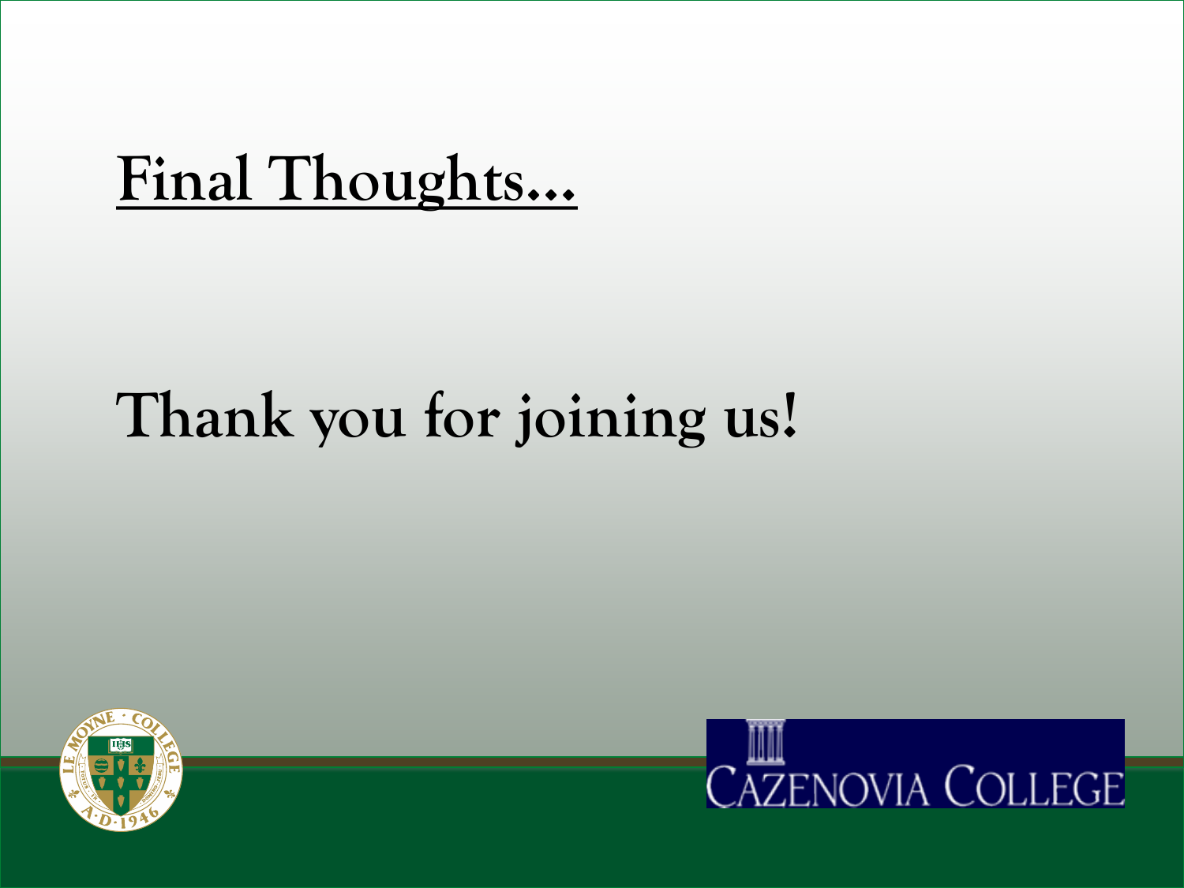# Final Thoughts…

## Thank you for joining us!